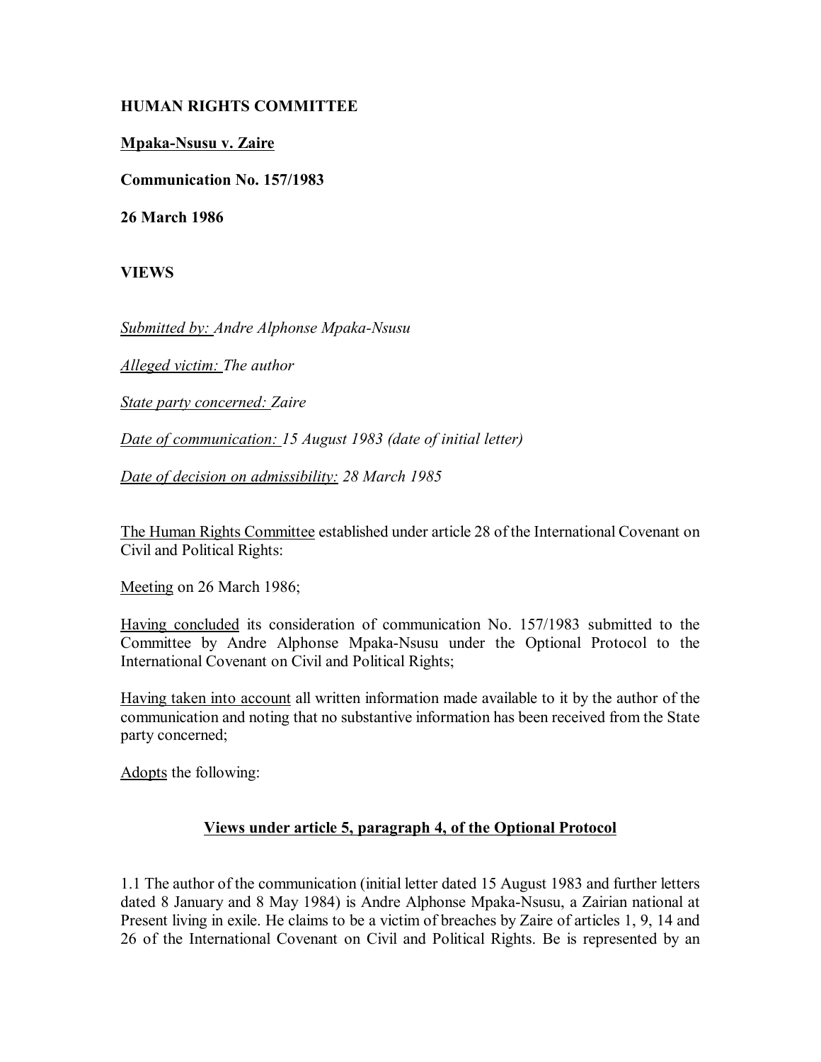**HUMAN RIGHTS COMMITTEE**

**Mpaka-Nsusu v. Zaire**

**Communication No. 157/1983**

**26 March 1986**

**VIEWS**

*Submitted by: Andre Alphonse Mpaka-Nsusu*

*Alleged victim: The author*

*State party concerned: Zaire*

*Date of communication: 15 August 1983 (date of initial letter)*

*Date of decision on admissibility: 28 March 1985*

The Human Rights Committee established under article 28 of the International Covenant on Civil and Political Rights:

Meeting on 26 March 1986;

Having concluded its consideration of communication No. 157/1983 submitted to the Committee by Andre Alphonse Mpaka-Nsusu under the Optional Protocol to the International Covenant on Civil and Political Rights;

Having taken into account all written information made available to it by the author of the communication and noting that no substantive information has been received from the State party concerned;

Adopts the following:

**Views under article 5, paragraph 4, of the Optional Protocol**

1.1 The author of the communication (initial letter dated 15 August 1983 and further letters dated 8 January and 8 May 1984) is Andre Alphonse Mpaka-Nsusu, a Zairian national at Present living in exile. He claims to be a victim of breaches by Zaire of articles 1, 9, 14 and 26 of the International Covenant on Civil and Political Rights. Be is represented by an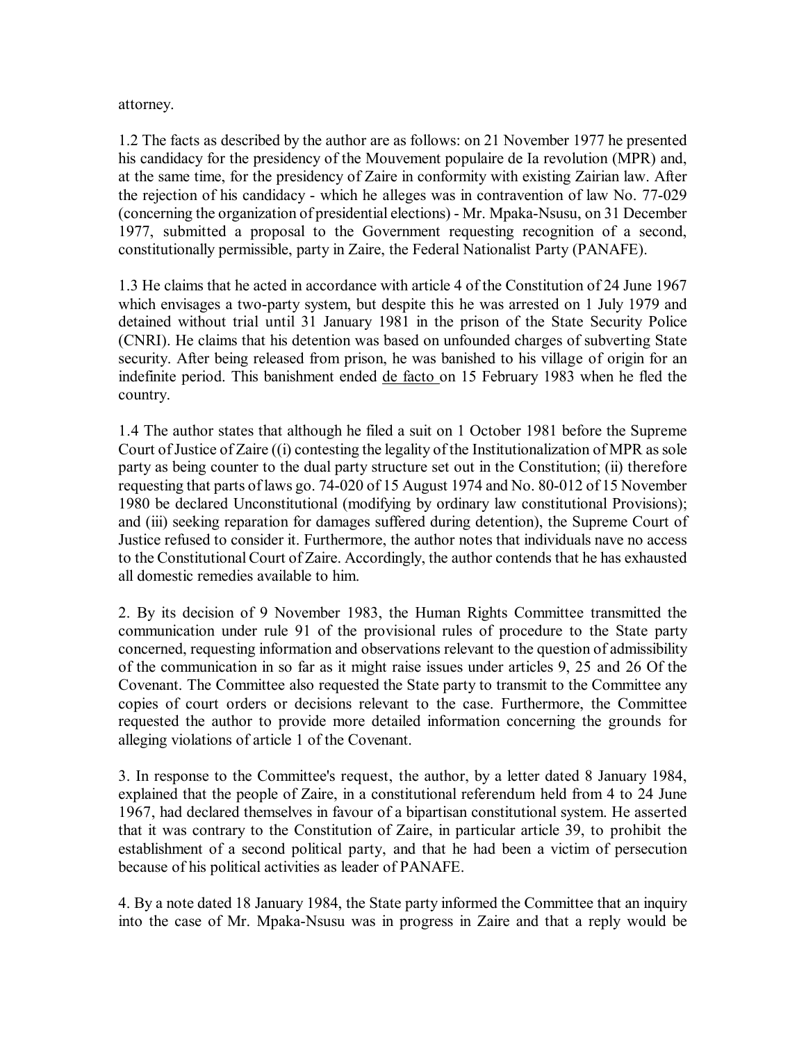attorney.

1.2 The facts as described by the author are as follows: on 21 November 1977 he presented his candidacy for the presidency of the Mouvement populaire de Ia revolution (MPR) and, at the same time, for the presidency of Zaire in conformity with existing Zairian law. After the rejection of his candidacy - which he alleges was in contravention of law No. 77-029 (concerning the organization of presidential elections) - Mr. Mpaka-Nsusu, on 31 December 1977, submitted a proposal to the Government requesting recognition of a second, constitutionally permissible, party in Zaire, the Federal Nationalist Party (PANAFE).

1.3 He claims that he acted in accordance with article 4 of the Constitution of 24 June 1967 which envisages a two-party system, but despite this he was arrested on 1 July 1979 and detained without trial until 31 January 1981 in the prison of the State Security Police (CNRI). He claims that his detention was based on unfounded charges of subverting State security. After being released from prison, he was banished to his village of origin for an indefinite period. This banishment ended de facto on 15 February 1983 when he fled the country.

1.4 The author states that although he filed a suit on 1 October 1981 before the Supreme Court of Justice of Zaire ((i) contesting the legality of the Institutionalization of MPR as sole party as being counter to the dual party structure set out in the Constitution; (ii) therefore requesting that parts of laws go. 74-020 of 15 August 1974 and No. 80-012 of 15 November 1980 be declared Unconstitutional (modifying by ordinary law constitutional Provisions); and (iii) seeking reparation for damages suffered during detention), the Supreme Court of Justice refused to consider it. Furthermore, the author notes that individuals nave no access to the Constitutional Court of Zaire. Accordingly, the author contends that he has exhausted all domestic remedies available to him.

2. By its decision of 9 November 1983, the Human Rights Committee transmitted the communication under rule 91 of the provisional rules of procedure to the State party concerned, requesting information and observations relevant to the question of admissibility of the communication in so far as it might raise issues under articles 9, 25 and 26 Of the Covenant. The Committee also requested the State party to transmit to the Committee any copies of court orders or decisions relevant to the case. Furthermore, the Committee requested the author to provide more detailed information concerning the grounds for alleging violations of article 1 of the Covenant.

3. In response to the Committee's request, the author, by a letter dated 8 January 1984, explained that the people of Zaire, in a constitutional referendum held from 4 to 24 June 1967, had declared themselves in favour of a bipartisan constitutional system. He asserted that it was contrary to the Constitution of Zaire, in particular article 39, to prohibit the establishment of a second political party, and that he had been a victim of persecution because of his political activities as leader of PANAFE.

4. By a note dated 18 January 1984, the State party informed the Committee that an inquiry into the case of Mr. Mpaka-Nsusu was in progress in Zaire and that a reply would be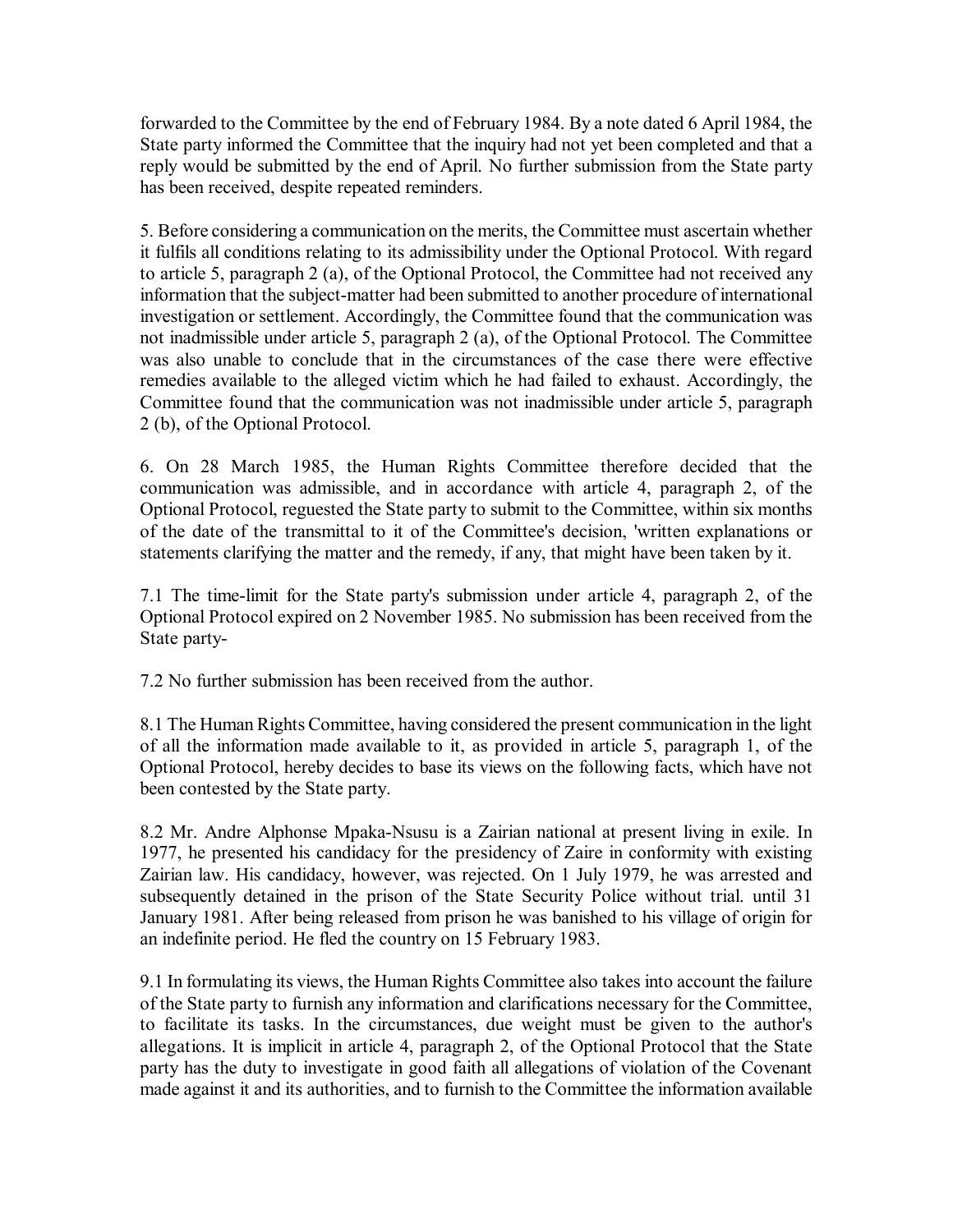forwarded to the Committee by the end of February 1984. By a note dated 6 April 1984, the State party informed the Committee that the inquiry had not yet been completed and that a reply would be submitted by the end of April. No further submission from the State party has been received, despite repeated reminders.

5. Before considering a communication on the merits, the Committee must ascertain whether it fulfils all conditions relating to its admissibility under the Optional Protocol. With regard to article 5, paragraph 2 (a), of the Optional Protocol, the Committee had not received any information that the subject-matter had been submitted to another procedure of international investigation or settlement. Accordingly, the Committee found that the communication was not inadmissible under article 5, paragraph 2 (a), of the Optional Protocol. The Committee was also unable to conclude that in the circumstances of the case there were effective remedies available to the alleged victim which he had failed to exhaust. Accordingly, the Committee found that the communication was not inadmissible under article 5, paragraph 2 (b), of the Optional Protocol.

6. On 28 March 1985, the Human Rights Committee therefore decided that the communication was admissible, and in accordance with article 4, paragraph 2, of the Optional Protocol, reguested the State party to submit to the Committee, within six months of the date of the transmittal to it of the Committee's decision, 'written explanations or statements clarifying the matter and the remedy, if any, that might have been taken by it.

7.1 The time-limit for the State party's submission under article 4, paragraph 2, of the Optional Protocol expired on 2 November 1985. No submission has been received from the State party-

7.2 No further submission has been received from the author.

8.1 The Human Rights Committee, having considered the present communication in the light of all the information made available to it, as provided in article 5, paragraph 1, of the Optional Protocol, hereby decides to base its views on the following facts, which have not been contested by the State party.

8.2 Mr. Andre Alphonse Mpaka-Nsusu is a Zairian national at present living in exile. In 1977, he presented his candidacy for the presidency of Zaire in conformity with existing Zairian law. His candidacy, however, was rejected. On 1 July 1979, he was arrested and subsequently detained in the prison of the State Security Police without trial. until 31 January 1981. After being released from prison he was banished to his village of origin for an indefinite period. He fled the country on 15 February 1983.

9.1 In formulating its views, the Human Rights Committee also takes into account the failure of the State party to furnish any information and clarifications necessary for the Committee, to facilitate its tasks. In the circumstances, due weight must be given to the author's allegations. It is implicit in article 4, paragraph 2, of the Optional Protocol that the State party has the duty to investigate in good faith all allegations of violation of the Covenant made against it and its authorities, and to furnish to the Committee the information available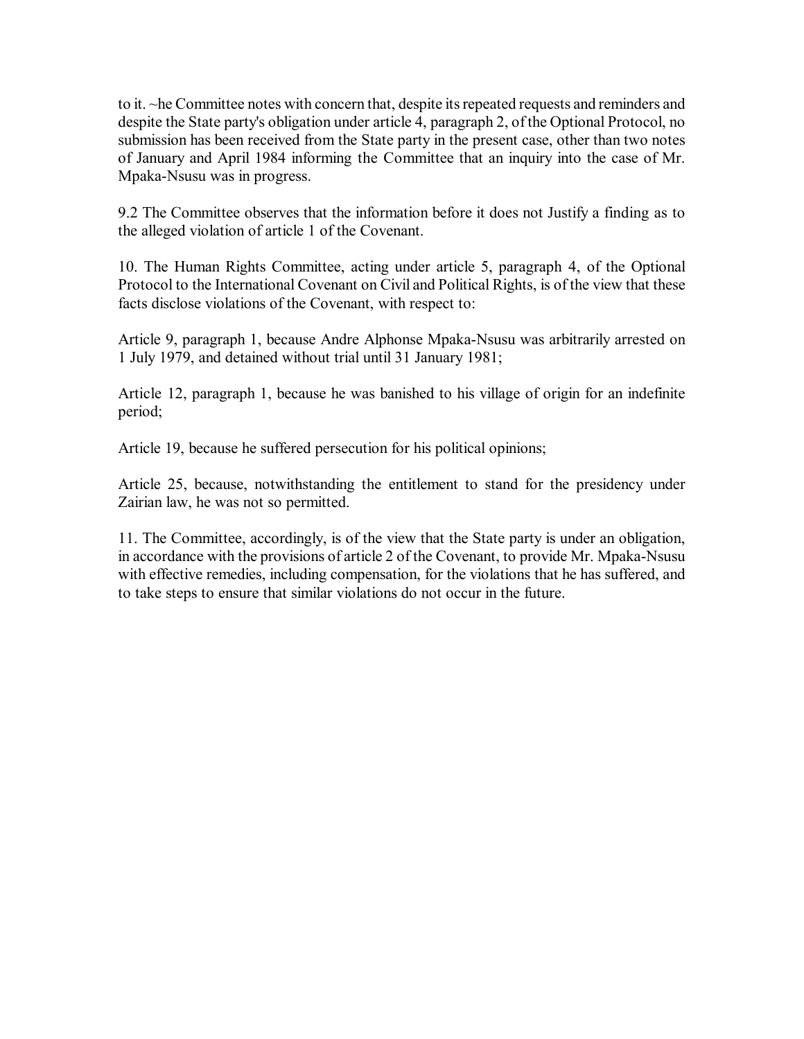to it. ~he Committee notes with concern that, despite its repeated requests and reminders and despite the State party's obligation under article 4, paragraph 2, of the Optional Protocol, no submission has been received from the State party in the present case, other than two notes of January and April 1984 informing the Committee that an inquiry into the case of Mr. Mpaka-Nsusu was in progress.

9.2 The Committee observes that the information before it does not Justify a finding as to the alleged violation of article 1 of the Covenant.

10. The Human Rights Committee, acting under article 5, paragraph 4, of the Optional Protocol to the International Covenant on Civil and Political Rights, is of the view that these facts disclose violations of the Covenant, with respect to:

Article 9, paragraph 1, because Andre Alphonse Mpaka-Nsusu was arbitrarily arrested on 1 July 1979, and detained without trial until 31 January 1981;

Article 12, paragraph 1, because he was banished to his village of origin for an indefinite period;

Article 19, because he suffered persecution for his political opinions;

Article 25, because, notwithstanding the entitlement to stand for the presidency under Zairian law, he was not so permitted.

11. The Committee, accordingly, is of the view that the State party is under an obligation, in accordance with the provisions of article 2 of the Covenant, to provide Mr. Mpaka-Nsusu with effective remedies, including compensation, for the violations that he has suffered, and to take steps to ensure that similar violations do not occur in the future.